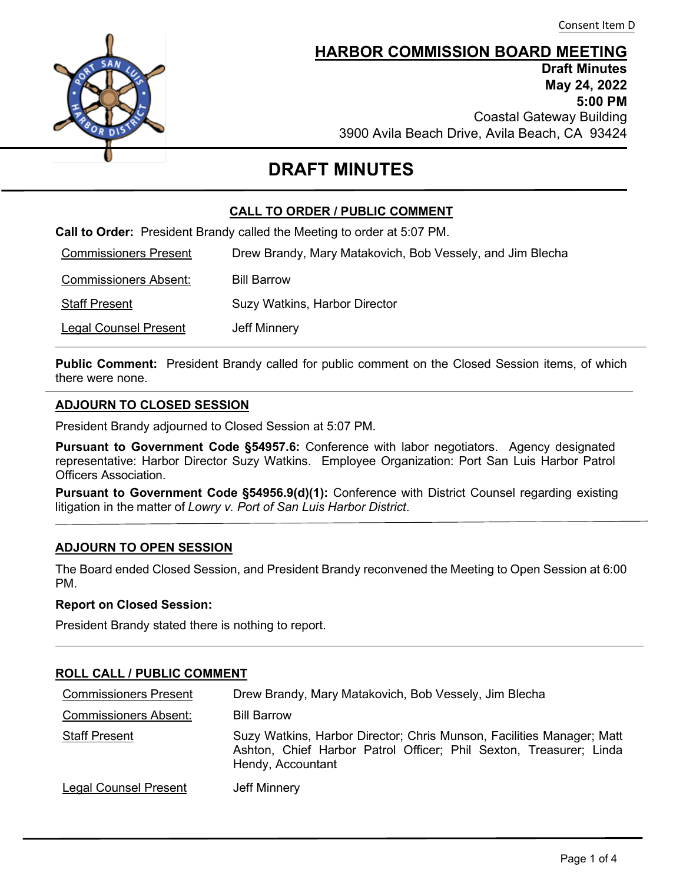Consent Item D

# HARBOR COMMISSION BOARD MEETING

**Draft Minutes**
**May 24, 2022**
**5:00 PM**
Coastal Gateway Building
3900 Avila Beach Drive, Avila Beach, CA 93424

# DRAFT MINUTES

## CALL TO ORDER / PUBLIC COMMENT

**Call to Order:** President Brandy called the Meeting to order at 5:07 PM.

| | |
|---|---|
| Commissioners Present | Drew Brandy, Mary Matakovich, Bob Vessely, and Jim Blecha |
| Commissioners Absent: | Bill Barrow |
| Staff Present | Suzy Watkins, Harbor Director |
| Legal Counsel Present | Jeff Minnery |

**Public Comment:** President Brandy called for public comment on the Closed Session items, of which there were none.

## ADJOURN TO CLOSED SESSION

President Brandy adjourned to Closed Session at 5:07 PM.

**Pursuant to Government Code §54957.6:** Conference with labor negotiators. Agency designated representative: Harbor Director Suzy Watkins. Employee Organization: Port San Luis Harbor Patrol Officers Association.

**Pursuant to Government Code §54956.9(d)(1):** Conference with District Counsel regarding existing litigation in the matter of *Lowry v. Port of San Luis Harbor District*.

## ADJOURN TO OPEN SESSION

The Board ended Closed Session, and President Brandy reconvened the Meeting to Open Session at 6:00 PM.

**Report on Closed Session:**

President Brandy stated there is nothing to report.

## ROLL CALL / PUBLIC COMMENT

| | |
|---|---|
| Commissioners Present | Drew Brandy, Mary Matakovich, Bob Vessely, Jim Blecha |
| Commissioners Absent: | Bill Barrow |
| Staff Present | Suzy Watkins, Harbor Director; Chris Munson, Facilities Manager; Matt Ashton, Chief Harbor Patrol Officer; Phil Sexton, Treasurer; Linda Hendy, Accountant |
| Legal Counsel Present | Jeff Minnery |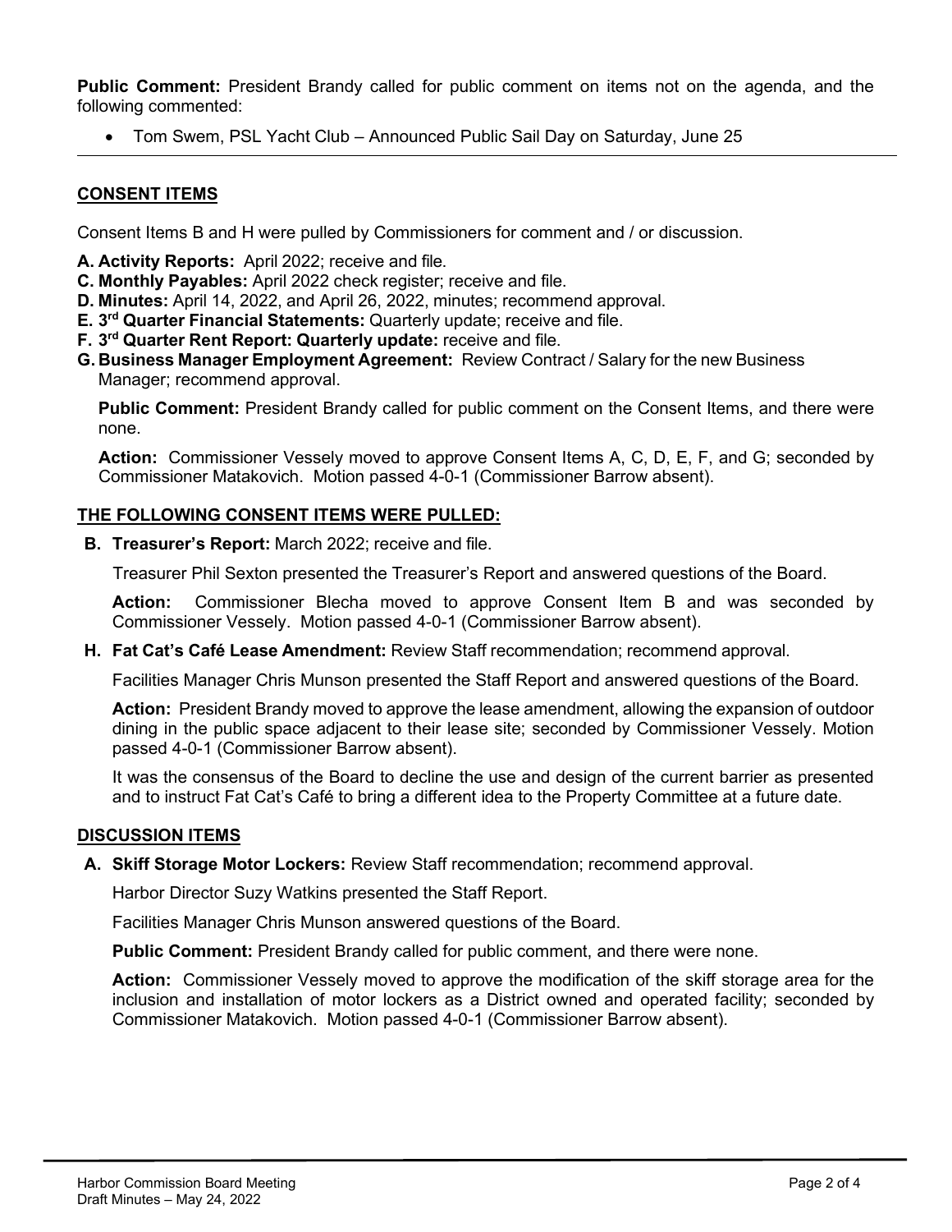**Public Comment:** President Brandy called for public comment on items not on the agenda, and the following commented:

- Tom Swem, PSL Yacht Club – Announced Public Sail Day on Saturday, June 25

---

## CONSENT ITEMS

Consent Items B and H were pulled by Commissioners for comment and / or discussion.

**A. Activity Reports:** April 2022; receive and file.
**C. Monthly Payables:** April 2022 check register; receive and file.
**D. Minutes:** April 14, 2022, and April 26, 2022, minutes; recommend approval.
**E. 3rd Quarter Financial Statements:** Quarterly update; receive and file.
**F. 3rd Quarter Rent Report: Quarterly update:** receive and file.
**G. Business Manager Employment Agreement:** Review Contract / Salary for the new Business Manager; recommend approval.

**Public Comment:** President Brandy called for public comment on the Consent Items, and there were none.

**Action:** Commissioner Vessely moved to approve Consent Items A, C, D, E, F, and G; seconded by Commissioner Matakovich. Motion passed 4-0-1 (Commissioner Barrow absent).

## THE FOLLOWING CONSENT ITEMS WERE PULLED:

**B. Treasurer's Report:** March 2022; receive and file.

Treasurer Phil Sexton presented the Treasurer's Report and answered questions of the Board.

**Action:** Commissioner Blecha moved to approve Consent Item B and was seconded by Commissioner Vessely. Motion passed 4-0-1 (Commissioner Barrow absent).

**H. Fat Cat's Café Lease Amendment:** Review Staff recommendation; recommend approval.

Facilities Manager Chris Munson presented the Staff Report and answered questions of the Board.

**Action:** President Brandy moved to approve the lease amendment, allowing the expansion of outdoor dining in the public space adjacent to their lease site; seconded by Commissioner Vessely. Motion passed 4-0-1 (Commissioner Barrow absent).

It was the consensus of the Board to decline the use and design of the current barrier as presented and to instruct Fat Cat's Café to bring a different idea to the Property Committee at a future date.

## DISCUSSION ITEMS

**A. Skiff Storage Motor Lockers:** Review Staff recommendation; recommend approval.

Harbor Director Suzy Watkins presented the Staff Report.

Facilities Manager Chris Munson answered questions of the Board.

**Public Comment:** President Brandy called for public comment, and there were none.

**Action:** Commissioner Vessely moved to approve the modification of the skiff storage area for the inclusion and installation of motor lockers as a District owned and operated facility; seconded by Commissioner Matakovich. Motion passed 4-0-1 (Commissioner Barrow absent).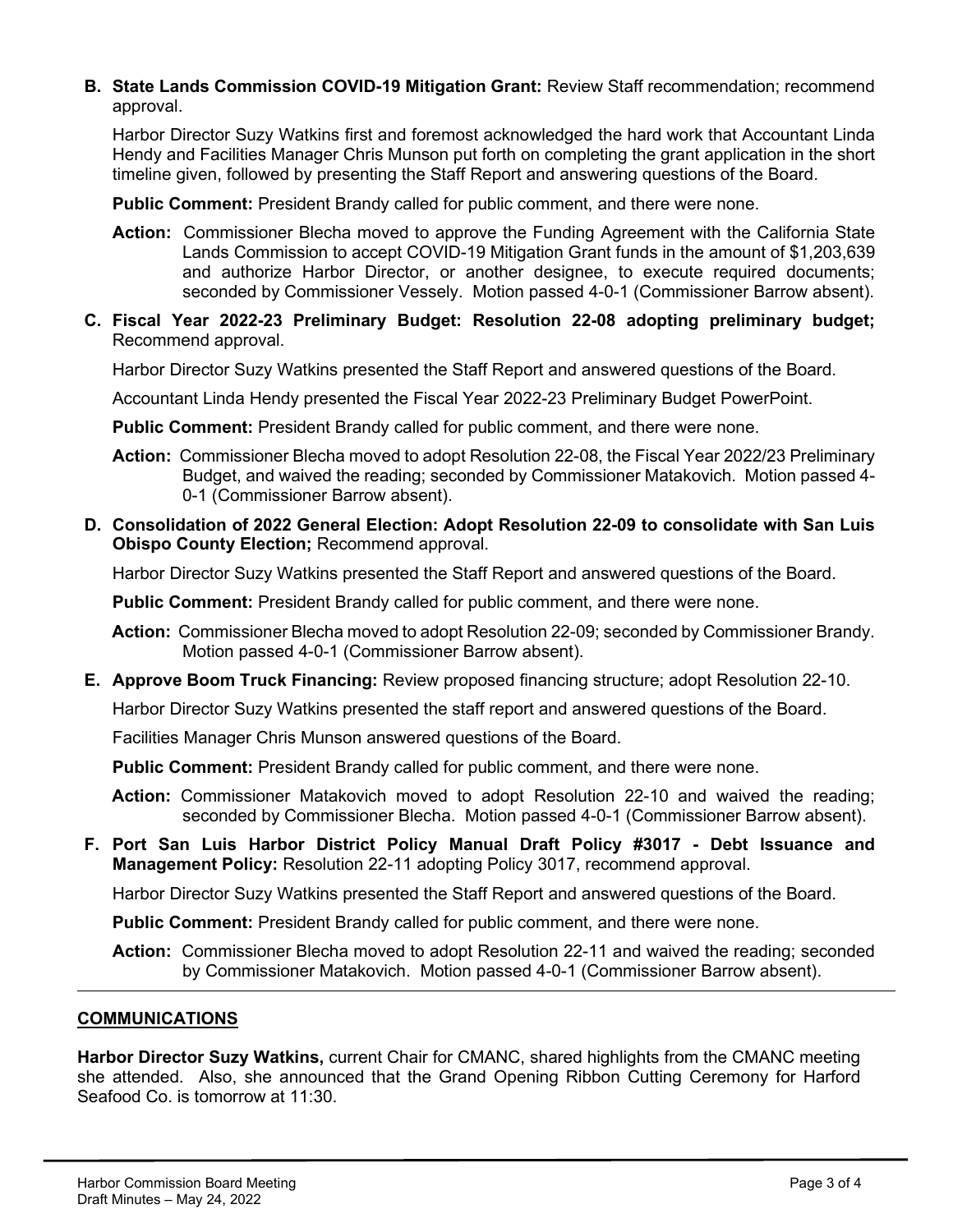**B. State Lands Commission COVID-19 Mitigation Grant:** Review Staff recommendation; recommend approval.

Harbor Director Suzy Watkins first and foremost acknowledged the hard work that Accountant Linda Hendy and Facilities Manager Chris Munson put forth on completing the grant application in the short timeline given, followed by presenting the Staff Report and answering questions of the Board.

**Public Comment:** President Brandy called for public comment, and there were none.

**Action:** Commissioner Blecha moved to approve the Funding Agreement with the California State Lands Commission to accept COVID-19 Mitigation Grant funds in the amount of $1,203,639 and authorize Harbor Director, or another designee, to execute required documents; seconded by Commissioner Vessely. Motion passed 4-0-1 (Commissioner Barrow absent).

**C. Fiscal Year 2022-23 Preliminary Budget: Resolution 22-08 adopting preliminary budget;** Recommend approval.

Harbor Director Suzy Watkins presented the Staff Report and answered questions of the Board.

Accountant Linda Hendy presented the Fiscal Year 2022-23 Preliminary Budget PowerPoint.

**Public Comment:** President Brandy called for public comment, and there were none.

**Action:** Commissioner Blecha moved to adopt Resolution 22-08, the Fiscal Year 2022/23 Preliminary Budget, and waived the reading; seconded by Commissioner Matakovich. Motion passed 4-0-1 (Commissioner Barrow absent).

**D. Consolidation of 2022 General Election: Adopt Resolution 22-09 to consolidate with San Luis Obispo County Election;** Recommend approval.

Harbor Director Suzy Watkins presented the Staff Report and answered questions of the Board.

**Public Comment:** President Brandy called for public comment, and there were none.

**Action:** Commissioner Blecha moved to adopt Resolution 22-09; seconded by Commissioner Brandy. Motion passed 4-0-1 (Commissioner Barrow absent).

**E. Approve Boom Truck Financing:** Review proposed financing structure; adopt Resolution 22-10.

Harbor Director Suzy Watkins presented the staff report and answered questions of the Board.

Facilities Manager Chris Munson answered questions of the Board.

**Public Comment:** President Brandy called for public comment, and there were none.

**Action:** Commissioner Matakovich moved to adopt Resolution 22-10 and waived the reading; seconded by Commissioner Blecha. Motion passed 4-0-1 (Commissioner Barrow absent).

**F. Port San Luis Harbor District Policy Manual Draft Policy #3017 - Debt Issuance and Management Policy:** Resolution 22-11 adopting Policy 3017, recommend approval.

Harbor Director Suzy Watkins presented the Staff Report and answered questions of the Board.

**Public Comment:** President Brandy called for public comment, and there were none.

**Action:** Commissioner Blecha moved to adopt Resolution 22-11 and waived the reading; seconded by Commissioner Matakovich. Motion passed 4-0-1 (Commissioner Barrow absent).

---

## COMMUNICATIONS

**Harbor Director Suzy Watkins,** current Chair for CMANC, shared highlights from the CMANC meeting she attended. Also, she announced that the Grand Opening Ribbon Cutting Ceremony for Harford Seafood Co. is tomorrow at 11:30.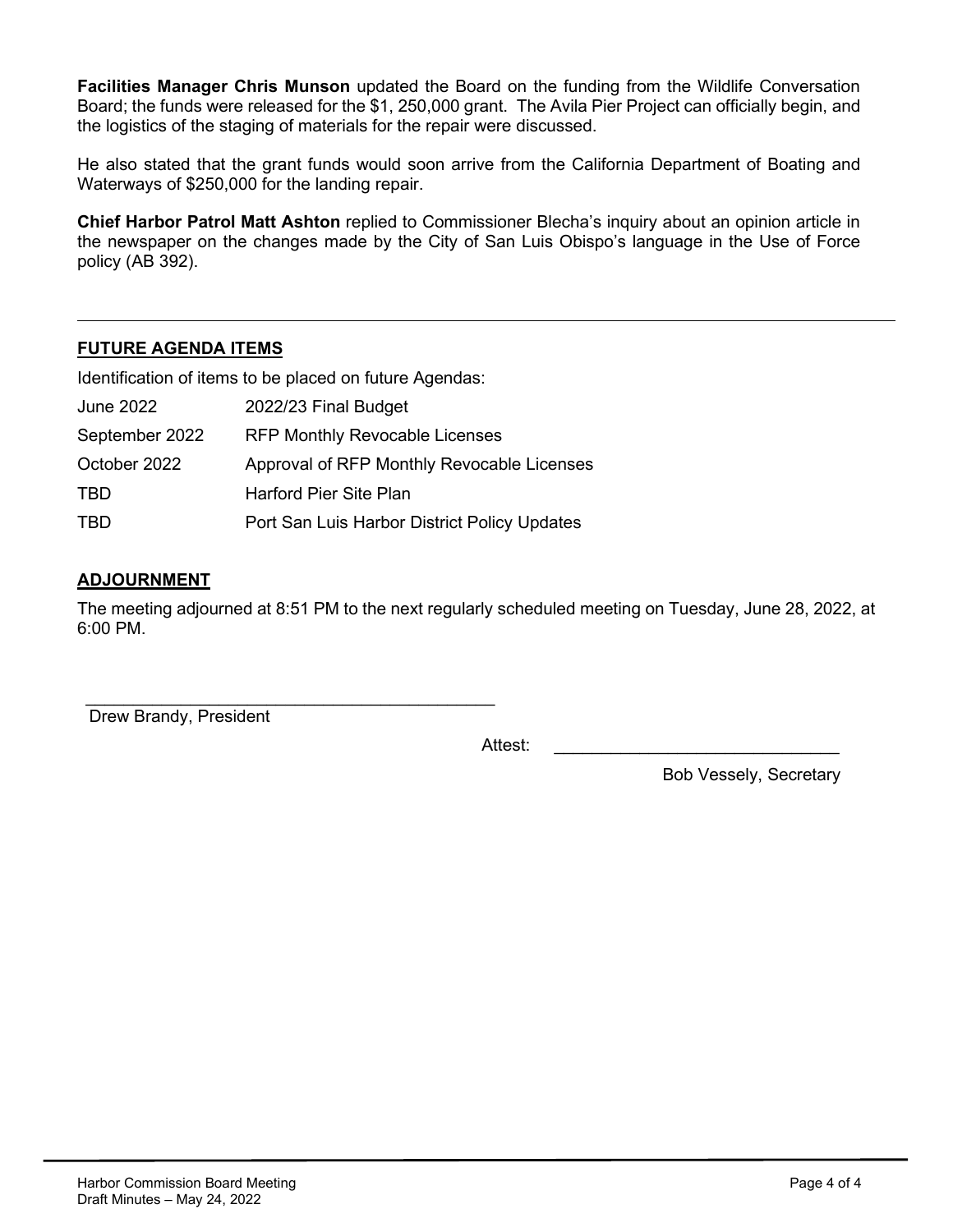**Facilities Manager Chris Munson** updated the Board on the funding from the Wildlife Conversation Board; the funds were released for the $1, 250,000 grant. The Avila Pier Project can officially begin, and the logistics of the staging of materials for the repair were discussed.

He also stated that the grant funds would soon arrive from the California Department of Boating and Waterways of $250,000 for the landing repair.

**Chief Harbor Patrol Matt Ashton** replied to Commissioner Blecha's inquiry about an opinion article in the newspaper on the changes made by the City of San Luis Obispo's language in the Use of Force policy (AB 392).

---

## FUTURE AGENDA ITEMS

Identification of items to be placed on future Agendas:

| | |
|---|---|
| June 2022 | 2022/23 Final Budget |
| September 2022 | RFP Monthly Revocable Licenses |
| October 2022 | Approval of RFP Monthly Revocable Licenses |
| TBD | Harford Pier Site Plan |
| TBD | Port San Luis Harbor District Policy Updates |

## ADJOURNMENT

The meeting adjourned at 8:51 PM to the next regularly scheduled meeting on Tuesday, June 28, 2022, at 6:00 PM.

\_\_\_\_\_\_\_\_\_\_\_\_\_\_\_\_\_\_\_\_\_\_\_\_\_\_\_\_\_\_\_\_\_\_\_\_\_\_\_\_\_\_\_\_
Drew Brandy, President

Attest: \_\_\_\_\_\_\_\_\_\_\_\_\_\_\_\_\_\_\_\_\_\_\_\_\_\_\_\_\_\_
Bob Vessely, Secretary